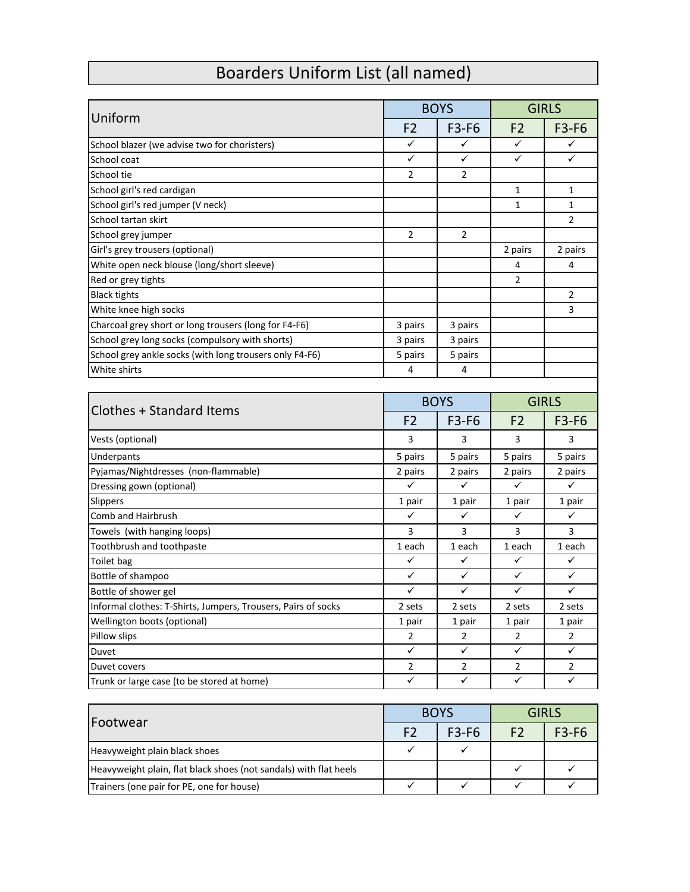# Boarders Uniform List (all named)

| Uniform | BOYS | | GIRLS | |
|---|---|---|---|---|
| | F2 | F3-F6 | F2 | F3-F6 |
| School blazer (we advise two for choristers) | ✓ | ✓ | ✓ | ✓ |
| School coat | ✓ | ✓ | ✓ | ✓ |
| School tie | 2 | 2 | | |
| School girl's red cardigan | | | 1 | 1 |
| School girl's red jumper (V neck) | | | 1 | 1 |
| School tartan skirt | | | | 2 |
| School grey jumper | 2 | 2 | | |
| Girl's grey trousers (optional) | | | 2 pairs | 2 pairs |
| White open neck blouse (long/short sleeve) | | | 4 | 4 |
| Red or grey tights | | | 2 | |
| Black tights | | | | 2 |
| White knee high socks | | | | 3 |
| Charcoal grey short or long trousers (long for F4-F6) | 3 pairs | 3 pairs | | |
| School grey long socks (compulsory with shorts) | 3 pairs | 3 pairs | | |
| School grey ankle socks (with long trousers only F4-F6) | 5 pairs | 5 pairs | | |
| White shirts | 4 | 4 | | |

| Clothes + Standard Items | BOYS | | GIRLS | |
|---|---|---|---|---|
| | F2 | F3-F6 | F2 | F3-F6 |
| Vests (optional) | 3 | 3 | 3 | 3 |
| Underpants | 5 pairs | 5 pairs | 5 pairs | 5 pairs |
| Pyjamas/Nightdresses (non-flammable) | 2 pairs | 2 pairs | 2 pairs | 2 pairs |
| Dressing gown (optional) | ✓ | ✓ | ✓ | ✓ |
| Slippers | 1 pair | 1 pair | 1 pair | 1 pair |
| Comb and Hairbrush | ✓ | ✓ | ✓ | ✓ |
| Towels (with hanging loops) | 3 | 3 | 3 | 3 |
| Toothbrush and toothpaste | 1 each | 1 each | 1 each | 1 each |
| Toilet bag | ✓ | ✓ | ✓ | ✓ |
| Bottle of shampoo | ✓ | ✓ | ✓ | ✓ |
| Bottle of shower gel | ✓ | ✓ | ✓ | ✓ |
| Informal clothes: T-Shirts, Jumpers, Trousers, Pairs of socks | 2 sets | 2 sets | 2 sets | 2 sets |
| Wellington boots (optional) | 1 pair | 1 pair | 1 pair | 1 pair |
| Pillow slips | 2 | 2 | 2 | 2 |
| Duvet | ✓ | ✓ | ✓ | ✓ |
| Duvet covers | 2 | 2 | 2 | 2 |
| Trunk or large case (to be stored at home) | ✓ | ✓ | ✓ | ✓ |

| Footwear | BOYS | | GIRLS | |
|---|---|---|---|---|
| | F2 | F3-F6 | F2 | F3-F6 |
| Heavyweight plain black shoes | ✓ | ✓ | | |
| Heavyweight plain, flat black shoes (not sandals) with flat heels | | | ✓ | ✓ |
| Trainers (one pair for PE, one for house) | ✓ | ✓ | ✓ | ✓ |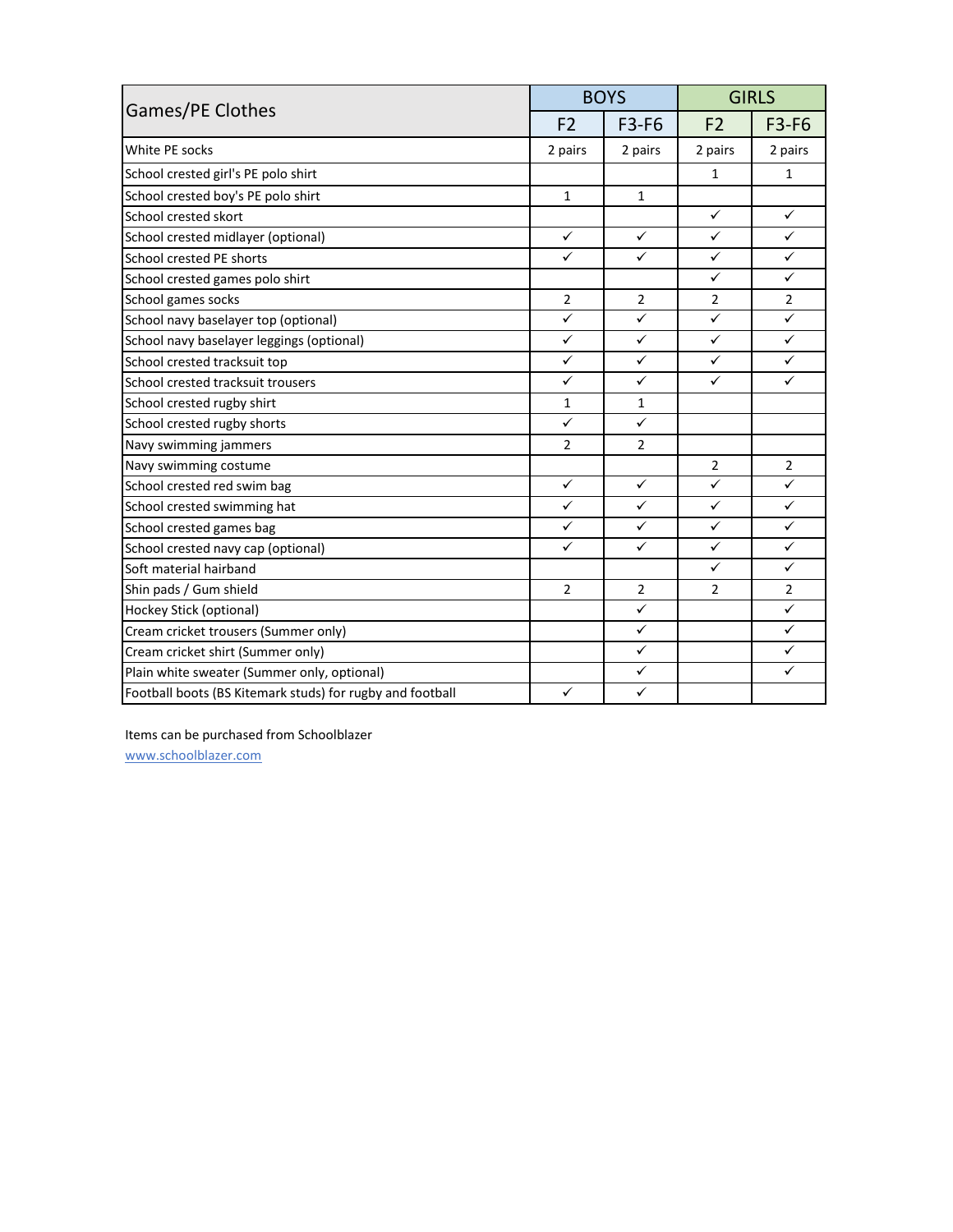| Games/PE Clothes | BOYS | | GIRLS | |
|---|---|---|---|---|
| | F2 | F3-F6 | F2 | F3-F6 |
| White PE socks | 2 pairs | 2 pairs | 2 pairs | 2 pairs |
| School crested girl's PE polo shirt | | | 1 | 1 |
| School crested boy's PE polo shirt | 1 | 1 | | |
| School crested skort | | | ✓ | ✓ |
| School crested midlayer (optional) | ✓ | ✓ | ✓ | ✓ |
| School crested PE shorts | ✓ | ✓ | ✓ | ✓ |
| School crested games polo shirt | | | ✓ | ✓ |
| School games socks | 2 | 2 | 2 | 2 |
| School navy baselayer top (optional) | ✓ | ✓ | ✓ | ✓ |
| School navy baselayer leggings (optional) | ✓ | ✓ | ✓ | ✓ |
| School crested tracksuit top | ✓ | ✓ | ✓ | ✓ |
| School crested tracksuit trousers | ✓ | ✓ | ✓ | ✓ |
| School crested rugby shirt | 1 | 1 | | |
| School crested rugby shorts | ✓ | ✓ | | |
| Navy swimming jammers | 2 | 2 | | |
| Navy swimming costume | | | 2 | 2 |
| School crested red swim bag | ✓ | ✓ | ✓ | ✓ |
| School crested swimming hat | ✓ | ✓ | ✓ | ✓ |
| School crested games bag | ✓ | ✓ | ✓ | ✓ |
| School crested navy cap (optional) | ✓ | ✓ | ✓ | ✓ |
| Soft material hairband | | | ✓ | ✓ |
| Shin pads / Gum shield | 2 | 2 | 2 | 2 |
| Hockey Stick (optional) | | ✓ | | ✓ |
| Cream cricket trousers (Summer only) | | ✓ | | ✓ |
| Cream cricket shirt (Summer only) | | ✓ | | ✓ |
| Plain white sweater (Summer only, optional) | | ✓ | | ✓ |
| Football boots (BS Kitemark studs) for rugby and football | ✓ | ✓ | | |

Items can be purchased from Schoolblazer
www.schoolblazer.com